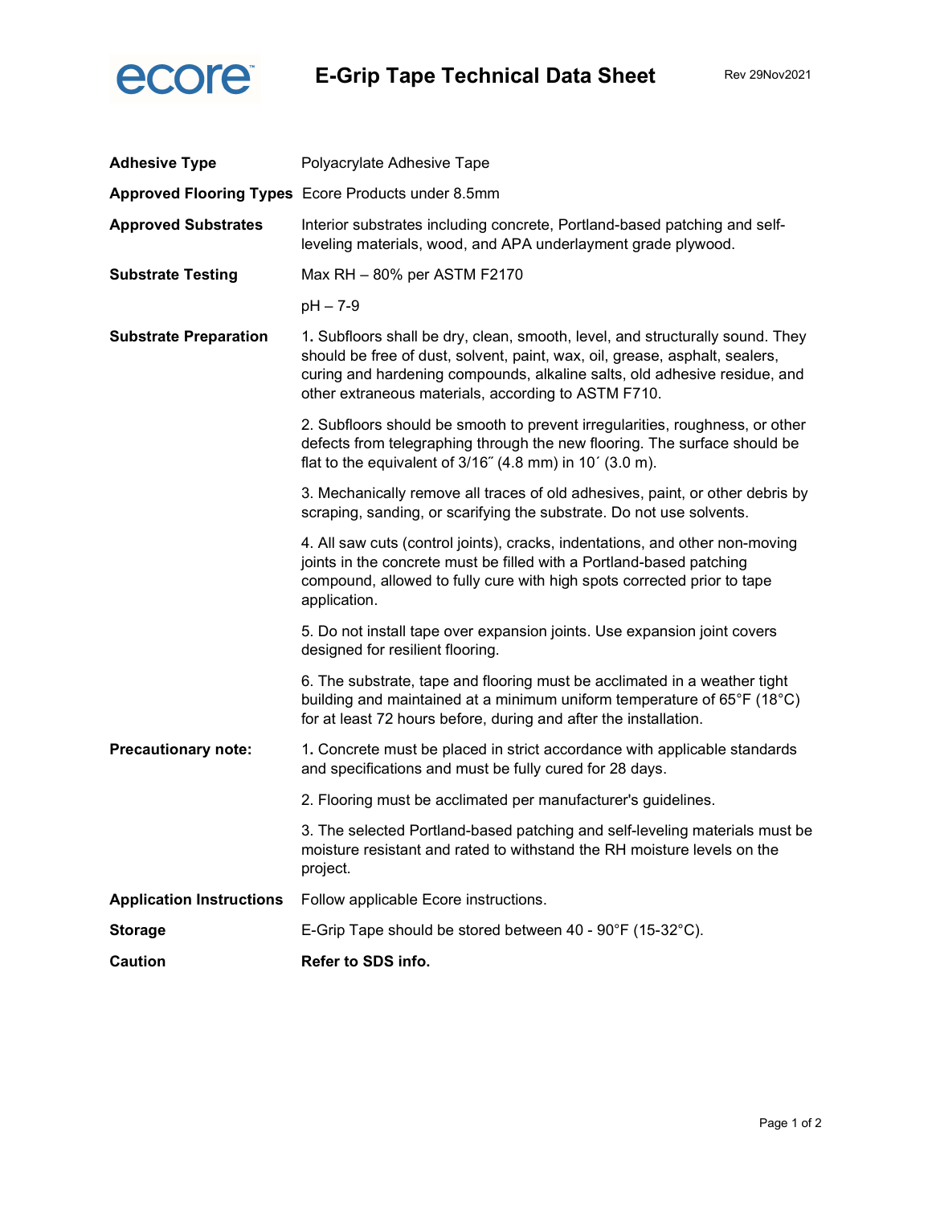# E-Grip Tape Technical Data Sheet

Rev 29Nov2021

**Adhesive Type**
Polyacrylate Adhesive Tape

**Approved Flooring Types**
Ecore Products under 8.5mm

**Approved Substrates**
Interior substrates including concrete, Portland-based patching and self-leveling materials, wood, and APA underlayment grade plywood.

**Substrate Testing**
Max RH – 80% per ASTM F2170

pH – 7-9

**Substrate Preparation**

1. Subfloors shall be dry, clean, smooth, level, and structurally sound. They should be free of dust, solvent, paint, wax, oil, grease, asphalt, sealers, curing and hardening compounds, alkaline salts, old adhesive residue, and other extraneous materials, according to ASTM F710.
2. Subfloors should be smooth to prevent irregularities, roughness, or other defects from telegraphing through the new flooring. The surface should be flat to the equivalent of 3/16˝ (4.8 mm) in 10´ (3.0 m).
3. Mechanically remove all traces of old adhesives, paint, or other debris by scraping, sanding, or scarifying the substrate. Do not use solvents.
4. All saw cuts (control joints), cracks, indentations, and other non-moving joints in the concrete must be filled with a Portland-based patching compound, allowed to fully cure with high spots corrected prior to tape application.
5. Do not install tape over expansion joints. Use expansion joint covers designed for resilient flooring.
6. The substrate, tape and flooring must be acclimated in a weather tight building and maintained at a minimum uniform temperature of 65°F (18°C) for at least 72 hours before, during and after the installation.

**Precautionary note:**

1. Concrete must be placed in strict accordance with applicable standards and specifications and must be fully cured for 28 days.
2. Flooring must be acclimated per manufacturer's guidelines.
3. The selected Portland-based patching and self-leveling materials must be moisture resistant and rated to withstand the RH moisture levels on the project.

**Application Instructions**
Follow applicable Ecore instructions.

**Storage**
E-Grip Tape should be stored between 40 - 90°F (15-32°C).

**Caution**
**Refer to SDS info.**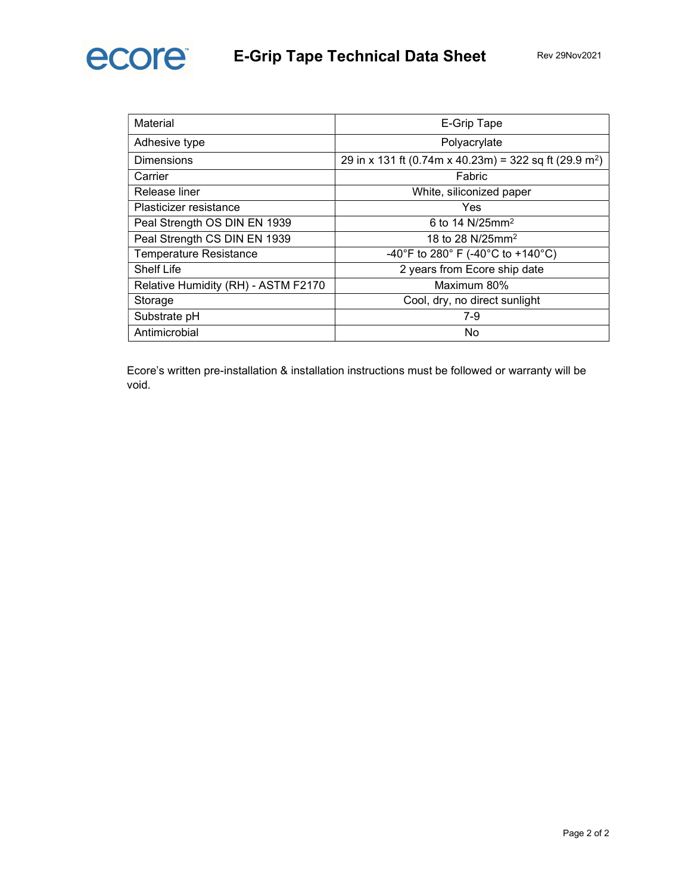# E-Grip Tape Technical Data Sheet

Rev 29Nov2021

| | |
|---|---|
| Material | E-Grip Tape |
| Adhesive type | Polyacrylate |
| Dimensions | 29 in x 131 ft (0.74m x 40.23m) = 322 sq ft (29.9 $m^2$) |
| Carrier | Fabric |
| Release liner | White, siliconized paper |
| Plasticizer resistance | Yes |
| Peal Strength OS DIN EN 1939 | 6 to 14 N/25$mm^2$ |
| Peal Strength CS DIN EN 1939 | 18 to 28 N/25$mm^2$ |
| Temperature Resistance | -40°F to 280° F (-40°C to +140°C) |
| Shelf Life | 2 years from Ecore ship date |
| Relative Humidity (RH) - ASTM F2170 | Maximum 80% |
| Storage | Cool, dry, no direct sunlight |
| Substrate pH | 7-9 |
| Antimicrobial | No |

Ecore's written pre-installation & installation instructions must be followed or warranty will be void.